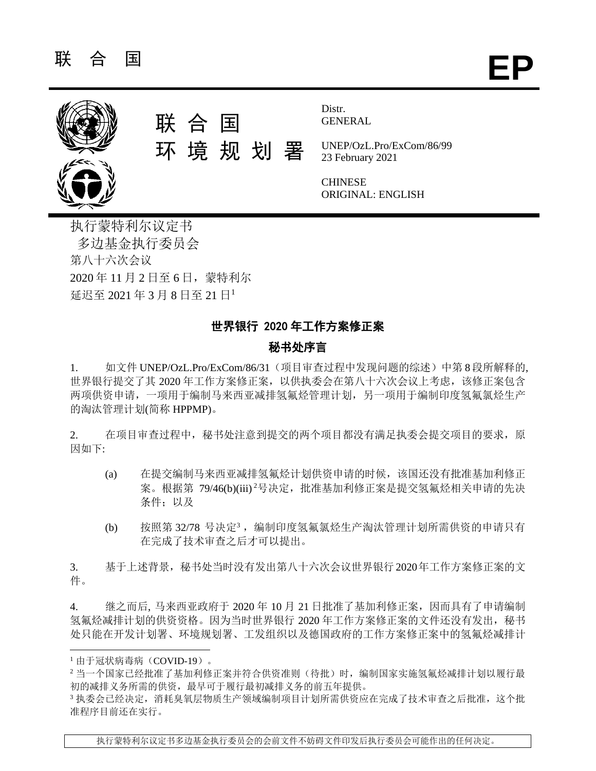联 合 国

EP

联 合 国
环 境 规 划 署

Distr.
GENERAL

UNEP/OzL.Pro/ExCom/86/99
23 February 2021

CHINESE
ORIGINAL: ENGLISH

执行蒙特利尔议定书
多边基金执行委员会
第八十六次会议
2020 年 11 月 2 日至 6 日，蒙特利尔
延迟至 2021 年 3 月 8 日至 21 日[1]

## 世界银行 2020 年工作方案修正案

### 秘书处序言

1. 如文件 UNEP/OzL.Pro/ExCom/86/31（项目审查过程中发现问题的综述）中第 8 段所解释的，世界银行提交了其 2020 年工作方案修正案，以供执委会在第八十六次会议上考虑，该修正案包含两项供资申请，一项用于编制马来西亚减排氢氟烃管理计划，另一项用于编制印度氢氟氯烃生产的淘汰管理计划(简称 HPPMP)。

2. 在项目审查过程中，秘书处注意到提交的两个项目都没有满足执委会提交项目的要求，原因如下:

(a) 在提交编制马来西亚减排氢氟烃计划供资申请的时候，该国还没有批准基加利修正案。根据第 79/46(b)(iii)[2]号决定，批准基加利修正案是提交氢氟烃相关申请的先决条件；以及

(b) 按照第 32/78 号决定[3]，编制印度氢氟氯烃生产淘汰管理计划所需供资的申请只有在完成了技术审查之后才可以提出。

3. 基于上述背景，秘书处当时没有发出第八十六次会议世界银行 2020 年工作方案修正案的文件。

4. 继之而后，马来西亚政府于 2020 年 10 月 21 日批准了基加利修正案，因而具有了申请编制氢氟烃减排计划的供资资格。因为当时世界银行 2020 年工作方案修正案的文件还没有发出，秘书处只能在开发计划署、环境规划署、工发组织以及德国政府的工作方案修正案中的氢氟烃减排计

---

[1] 由于冠状病毒病（COVID-19）。

[2] 当一个国家已经批准了基加利修正案并符合供资准则（待批）时，编制国家实施氢氟烃减排计划以履行最初的减排义务所需的供资，最早可于履行最初减排义务的前五年提供。

[3] 执委会已经决定，消耗臭氧层物质生产领域编制项目计划所需供资应在完成了技术审查之后批准，这个批准程序目前还在实行。

执行蒙特利尔议定书多边基金执行委员会的会前文件不妨碍文件印发后执行委员会可能作出的任何决定。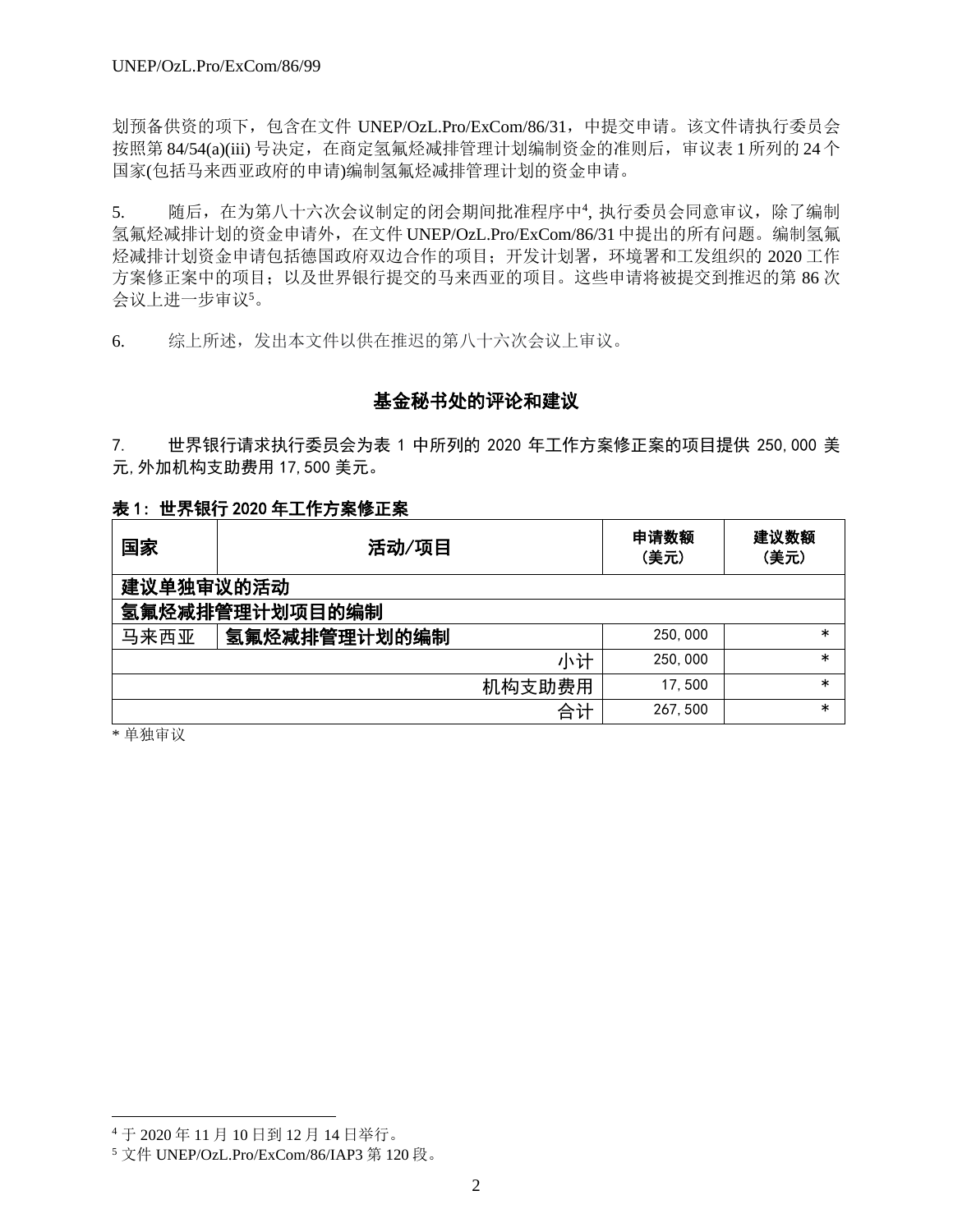划预备供资的项下，包含在文件 UNEP/OzL.Pro/ExCom/86/31，中提交申请。该文件请执行委员会按照第 84/54(a)(iii) 号决定，在商定氢氟烃减排管理计划编制资金的准则后，审议表 1 所列的 24 个国家(包括马来西亚政府的申请)编制氢氟烃减排管理计划的资金申请。

5. 随后，在为第八十六次会议制定的闭会期间批准程序中[4], 执行委员会同意审议，除了编制氢氟烃减排计划的资金申请外，在文件 UNEP/OzL.Pro/ExCom/86/31 中提出的所有问题。编制氢氟烃减排计划资金申请包括德国政府双边合作的项目；开发计划署，环境署和工发组织的 2020 工作方案修正案中的项目；以及世界银行提交的马来西亚的项目。这些申请将被提交到推迟的第 86 次会议上进一步审议[5]。

6. 综上所述，发出本文件以供在推迟的第八十六次会议上审议。

## 基金秘书处的评论和建议

7. 世界银行请求执行委员会为表 1 中所列的 2020 年工作方案修正案的项目提供 250,000 美元,外加机构支助费用 17,500 美元。

**表 1：世界银行 2020 年工作方案修正案**

| 国家 | 活动/项目 | 申请数额（美元） | 建议数额（美元） |
|---|---|---|---|
| **建议单独审议的活动** | | | |
| **氢氟烃减排管理计划项目的编制** | | | |
| 马来西亚 | **氢氟烃减排管理计划的编制** | 250,000 | * |
| | 小计 | 250,000 | * |
| | 机构支助费用 | 17,500 | * |
| | 合计 | 267,500 | * |

\* 单独审议

[4] 于 2020 年 11 月 10 日到 12 月 14 日举行。

[5] 文件 UNEP/OzL.Pro/ExCom/86/IAP3 第 120 段。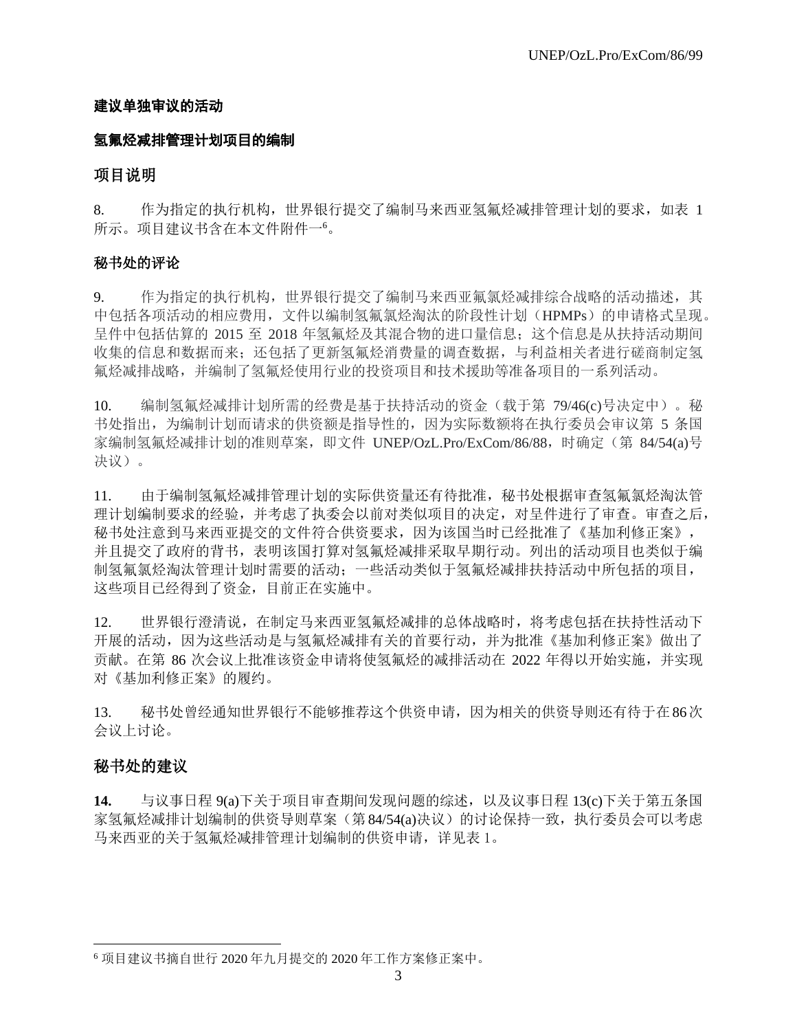**建议单独审议的活动**

**氢氟烃减排管理计划项目的编制**

## 项目说明

8. 作为指定的执行机构，世界银行提交了编制马来西亚氢氟烃减排管理计划的要求，如表 1 所示。项目建议书含在本文件附件一[6]。

## 秘书处的评论

9. 作为指定的执行机构，世界银行提交了编制马来西亚氟氯烃减排综合战略的活动描述，其中包括各项活动的相应费用，文件以编制氢氟氯烃淘汰的阶段性计划（HPMPs）的申请格式呈现。呈件中包括估算的 2015 至 2018 年氢氟烃及其混合物的进口量信息；这个信息是从扶持活动期间收集的信息和数据而来；还包括了更新氢氟烃消费量的调查数据，与利益相关者进行磋商制定氢氟烃减排战略，并编制了氢氟烃使用行业的投资项目和技术援助等准备项目的一系列活动。

10. 编制氢氟烃减排计划所需的经费是基于扶持活动的资金（载于第 79/46(c)号决定中）。秘书处指出，为编制计划而请求的供资额是指导性的，因为实际数额将在执行委员会审议第 5 条国家编制氢氟烃减排计划的准则草案，即文件 UNEP/OzL.Pro/ExCom/86/88，时确定（第 84/54(a)号决议）。

11. 由于编制氢氟烃减排管理计划的实际供资量还有待批准，秘书处根据审查氢氟氯烃淘汰管理计划编制要求的经验，并考虑了执委会以前对类似项目的决定，对呈件进行了审查。审查之后，秘书处注意到马来西亚提交的文件符合供资要求，因为该国当时已经批准了《基加利修正案》，并且提交了政府的背书，表明该国打算对氢氟烃减排采取早期行动。列出的活动项目也类似于编制氢氟氯烃淘汰管理计划时需要的活动；一些活动类似于氢氟烃减排扶持活动中所包括的项目，这些项目已经得到了资金，目前正在实施中。

12. 世界银行澄清说，在制定马来西亚氢氟烃减排的总体战略时，将考虑包括在扶持性活动下开展的活动，因为这些活动是与氢氟烃减排有关的首要行动，并为批准《基加利修正案》做出了贡献。在第 86 次会议上批准该资金申请将使氢氟烃的减排活动在 2022 年得以开始实施，并实现对《基加利修正案》的履约。

13. 秘书处曾经通知世界银行不能够推荐这个供资申请，因为相关的供资导则还有待于在86次会议上讨论。

## 秘书处的建议

**14.** 与议事日程 9(a)下关于项目审查期间发现问题的综述，以及议事日程 13(c)下关于第五条国家氢氟烃减排计划编制的供资导则草案（第84/54(a)决议）的讨论保持一致，执行委员会可以考虑马来西亚的关于氢氟烃减排管理计划编制的供资申请，详见表 1。

---

[6] 项目建议书摘自世行 2020 年九月提交的 2020 年工作方案修正案中。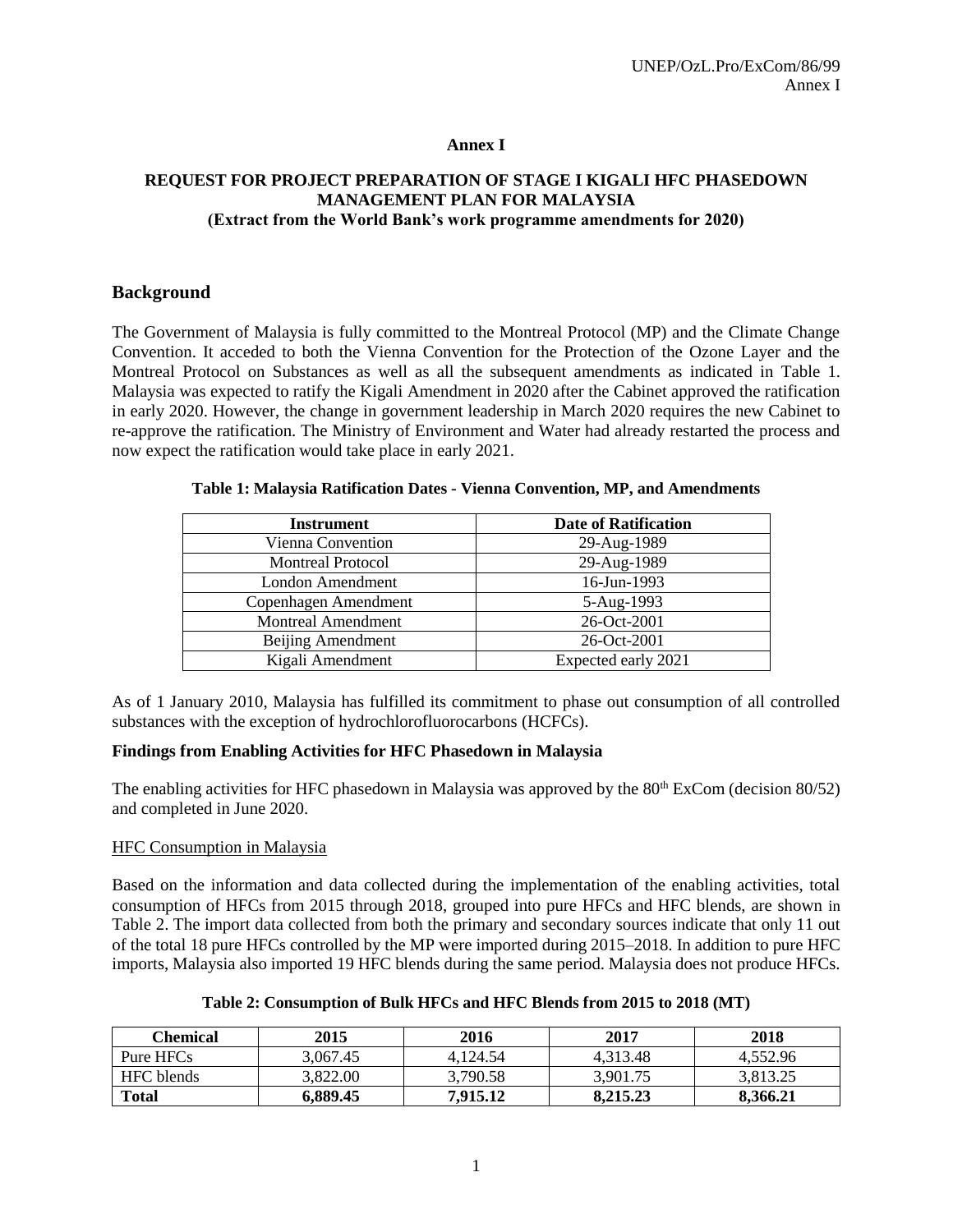## Annex I

### REQUEST FOR PROJECT PREPARATION OF STAGE I KIGALI HFC PHASEDOWN MANAGEMENT PLAN FOR MALAYSIA
**(Extract from the World Bank's work programme amendments for 2020)**

## Background

The Government of Malaysia is fully committed to the Montreal Protocol (MP) and the Climate Change Convention. It acceded to both the Vienna Convention for the Protection of the Ozone Layer and the Montreal Protocol on Substances as well as all the subsequent amendments as indicated in Table 1. Malaysia was expected to ratify the Kigali Amendment in 2020 after the Cabinet approved the ratification in early 2020. However, the change in government leadership in March 2020 requires the new Cabinet to re-approve the ratification. The Ministry of Environment and Water had already restarted the process and now expect the ratification would take place in early 2021.

**Table 1: Malaysia Ratification Dates - Vienna Convention, MP, and Amendments**

| Instrument | Date of Ratification |
| --- | --- |
| Vienna Convention | 29-Aug-1989 |
| Montreal Protocol | 29-Aug-1989 |
| London Amendment | 16-Jun-1993 |
| Copenhagen Amendment | 5-Aug-1993 |
| Montreal Amendment | 26-Oct-2001 |
| Beijing Amendment | 26-Oct-2001 |
| Kigali Amendment | Expected early 2021 |

As of 1 January 2010, Malaysia has fulfilled its commitment to phase out consumption of all controlled substances with the exception of hydrochlorofluorocarbons (HCFCs).

**Findings from Enabling Activities for HFC Phasedown in Malaysia**

The enabling activities for HFC phasedown in Malaysia was approved by the 80th ExCom (decision 80/52) and completed in June 2020.

HFC Consumption in Malaysia

Based on the information and data collected during the implementation of the enabling activities, total consumption of HFCs from 2015 through 2018, grouped into pure HFCs and HFC blends, are shown in Table 2. The import data collected from both the primary and secondary sources indicate that only 11 out of the total 18 pure HFCs controlled by the MP were imported during 2015–2018. In addition to pure HFC imports, Malaysia also imported 19 HFC blends during the same period. Malaysia does not produce HFCs.

**Table 2: Consumption of Bulk HFCs and HFC Blends from 2015 to 2018 (MT)**

| Chemical | 2015 | 2016 | 2017 | 2018 |
| --- | --- | --- | --- | --- |
| Pure HFCs | 3,067.45 | 4,124.54 | 4,313.48 | 4,552.96 |
| HFC blends | 3,822.00 | 3,790.58 | 3,901.75 | 3,813.25 |
| **Total** | **6,889.45** | **7,915.12** | **8,215.23** | **8,366.21** |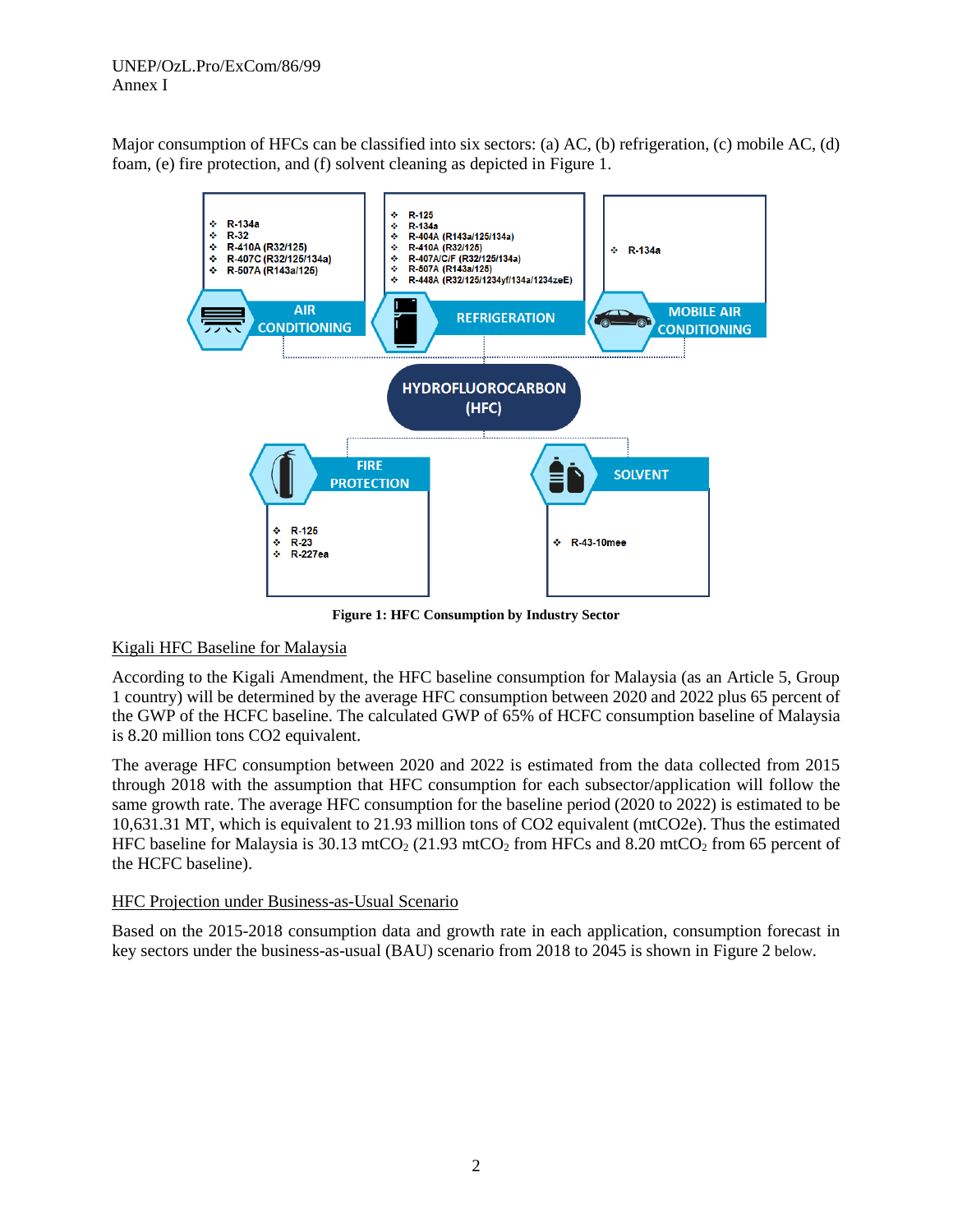Major consumption of HFCs can be classified into six sectors: (a) AC, (b) refrigeration, (c) mobile AC, (d) foam, (e) fire protection, and (f) solvent cleaning as depicted in Figure 1.

**AIR CONDITIONING**
- R-134a
- R-32
- R-410A (R32/125)
- R-407C (R32/125/134a)
- R-507A (R143a/125)

**REFRIGERATION**
- R-125
- R-134a
- R-404A (R143a/125/134a)
- R-410A (R32/125)
- R-407A/C/F (R32/125/134a)
- R-507A (R143a/125)
- R-448A (R32/125/1234yf/134a/1234zeE)

**MOBILE AIR CONDITIONING**
- R-134a

**HYDROFLUOROCARBON (HFC)**

**FIRE PROTECTION**
- R-125
- R-23
- R-227ea

**SOLVENT**
- R-43-10mee

**Figure 1: HFC Consumption by Industry Sector**

Kigali HFC Baseline for Malaysia

According to the Kigali Amendment, the HFC baseline consumption for Malaysia (as an Article 5, Group 1 country) will be determined by the average HFC consumption between 2020 and 2022 plus 65 percent of the GWP of the HCFC baseline. The calculated GWP of 65% of HCFC consumption baseline of Malaysia is 8.20 million tons CO2 equivalent.

The average HFC consumption between 2020 and 2022 is estimated from the data collected from 2015 through 2018 with the assumption that HFC consumption for each subsector/application will follow the same growth rate. The average HFC consumption for the baseline period (2020 to 2022) is estimated to be 10,631.31 MT, which is equivalent to 21.93 million tons of CO2 equivalent (mtCO2e). Thus the estimated HFC baseline for Malaysia is 30.13 mt$CO_2$ (21.93 mt$CO_2$ from HFCs and 8.20 mt$CO_2$ from 65 percent of the HCFC baseline).

HFC Projection under Business-as-Usual Scenario

Based on the 2015-2018 consumption data and growth rate in each application, consumption forecast in key sectors under the business-as-usual (BAU) scenario from 2018 to 2045 is shown in Figure 2 below.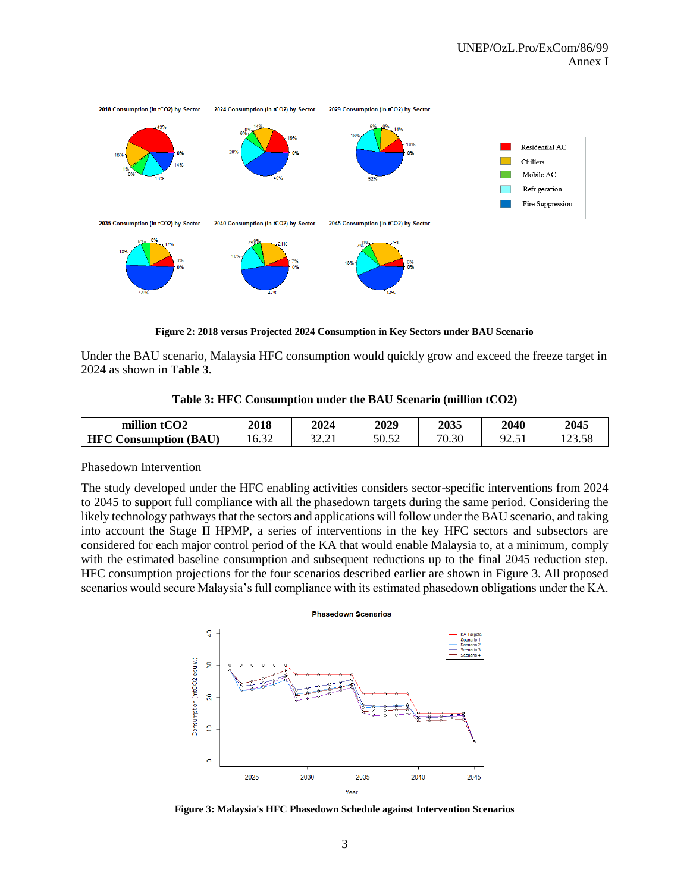2018 Consumption (in tCO2) by Sector

43%
18%
0%
14%
1%
8%
16%

2024 Consumption (in tCO2) by Sector

0% 14%
6%
19%
20%
0%
40%

2029 Consumption (in tCO2) by Sector

6% 0%
18%
14%
10%
0%
52%

2035 Consumption (in tCO2) by Sector

6% 0%
18%
17%
8%
0%
51%

2040 Consumption (in tCO2) by Sector

7% 0%
18%
21%
7%
0%
47%

2045 Consumption (in tCO2) by Sector

7% 0%
18%
26%
6%
0%
43%

Residential AC
Chillers
Mobile AC
Refrigeration
Fire Suppression

**Figure 2: 2018 versus Projected 2024 Consumption in Key Sectors under BAU Scenario**

Under the BAU scenario, Malaysia HFC consumption would quickly grow and exceed the freeze target in 2024 as shown in **Table 3**.

**Table 3: HFC Consumption under the BAU Scenario (million tCO2)**

| million tCO2 | 2018 | 2024 | 2029 | 2035 | 2040 | 2045 |
|---|---|---|---|---|---|---|
| **HFC Consumption (BAU)** | 16.32 | 32.21 | 50.52 | 70.30 | 92.51 | 123.58 |

<u>Phasedown Intervention</u>

The study developed under the HFC enabling activities considers sector-specific interventions from 2024 to 2045 to support full compliance with all the phasedown targets during the same period. Considering the likely technology pathways that the sectors and applications will follow under the BAU scenario, and taking into account the Stage II HPMP, a series of interventions in the key HFC sectors and subsectors are considered for each major control period of the KA that would enable Malaysia to, at a minimum, comply with the estimated baseline consumption and subsequent reductions up to the final 2045 reduction step. HFC consumption projections for the four scenarios described earlier are shown in Figure 3. All proposed scenarios would secure Malaysia's full compliance with its estimated phasedown obligations under the KA.

Phasedown Scenarios

KA Targets
Scenario 1
Scenario 2
Scenario 3
Scenario 4

Consumption (mtCO2 equiv.)

0
10
20
30
40

2025
2030
2035
2040
2045

Year

**Figure 3: Malaysia's HFC Phasedown Schedule against Intervention Scenarios**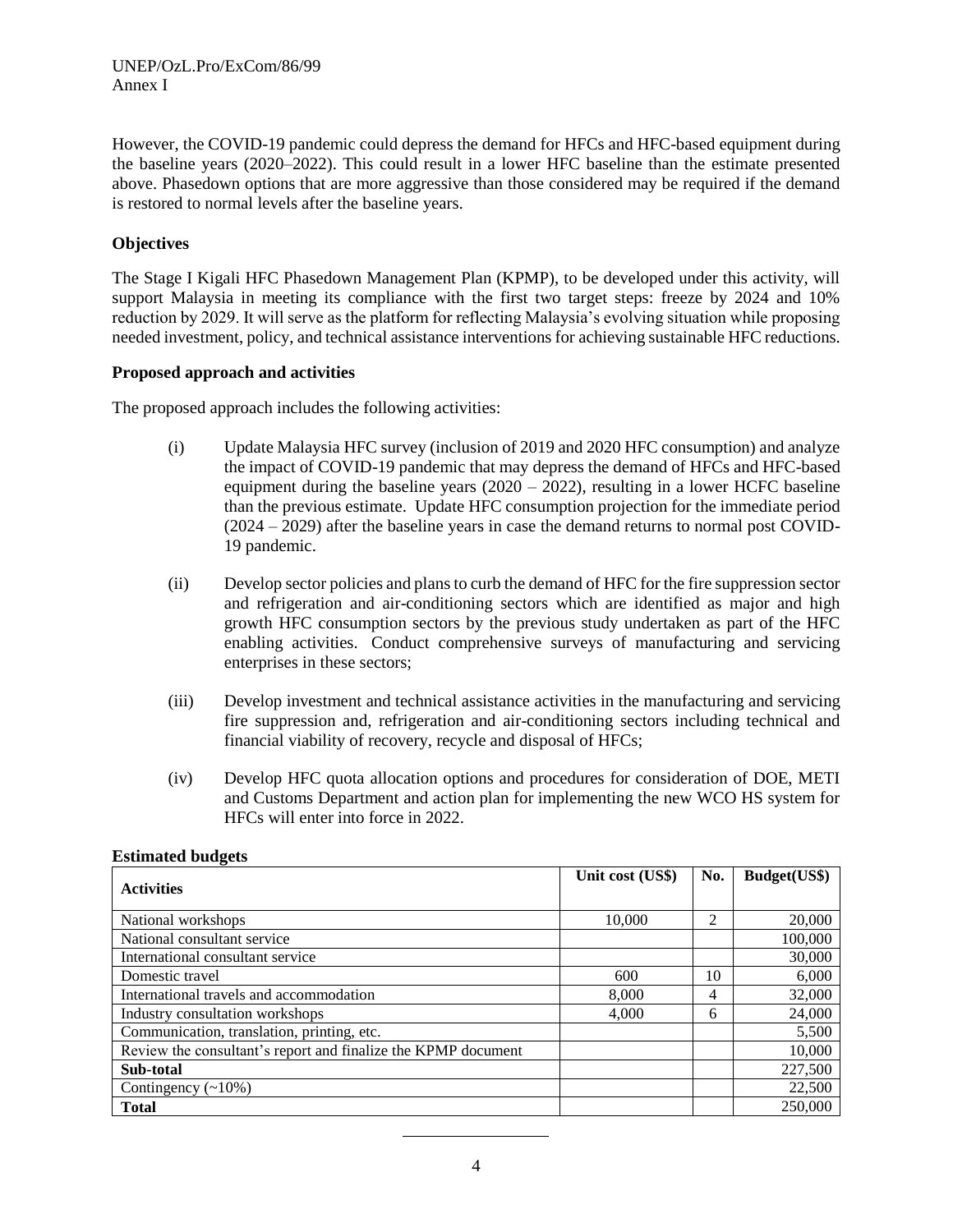However, the COVID-19 pandemic could depress the demand for HFCs and HFC-based equipment during the baseline years (2020–2022). This could result in a lower HFC baseline than the estimate presented above. Phasedown options that are more aggressive than those considered may be required if the demand is restored to normal levels after the baseline years.

**Objectives**

The Stage I Kigali HFC Phasedown Management Plan (KPMP), to be developed under this activity, will support Malaysia in meeting its compliance with the first two target steps: freeze by 2024 and 10% reduction by 2029. It will serve as the platform for reflecting Malaysia's evolving situation while proposing needed investment, policy, and technical assistance interventions for achieving sustainable HFC reductions.

**Proposed approach and activities**

The proposed approach includes the following activities:

(i) Update Malaysia HFC survey (inclusion of 2019 and 2020 HFC consumption) and analyze the impact of COVID-19 pandemic that may depress the demand of HFCs and HFC-based equipment during the baseline years (2020 – 2022), resulting in a lower HCFC baseline than the previous estimate. Update HFC consumption projection for the immediate period (2024 – 2029) after the baseline years in case the demand returns to normal post COVID-19 pandemic.

(ii) Develop sector policies and plans to curb the demand of HFC for the fire suppression sector and refrigeration and air-conditioning sectors which are identified as major and high growth HFC consumption sectors by the previous study undertaken as part of the HFC enabling activities. Conduct comprehensive surveys of manufacturing and servicing enterprises in these sectors;

(iii) Develop investment and technical assistance activities in the manufacturing and servicing fire suppression and, refrigeration and air-conditioning sectors including technical and financial viability of recovery, recycle and disposal of HFCs;

(iv) Develop HFC quota allocation options and procedures for consideration of DOE, METI and Customs Department and action plan for implementing the new WCO HS system for HFCs will enter into force in 2022.

**Estimated budgets**

| Activities | Unit cost (US$) | No. | Budget(US$) |
|---|---|---|---|
| National workshops | 10,000 | 2 | 20,000 |
| National consultant service | | | 100,000 |
| International consultant service | | | 30,000 |
| Domestic travel | 600 | 10 | 6,000 |
| International travels and accommodation | 8,000 | 4 | 32,000 |
| Industry consultation workshops | 4,000 | 6 | 24,000 |
| Communication, translation, printing, etc. | | | 5,500 |
| Review the consultant's report and finalize the KPMP document | | | 10,000 |
| **Sub-total** | | | 227,500 |
| Contingency (~10%) | | | 22,500 |
| **Total** | | | 250,000 |